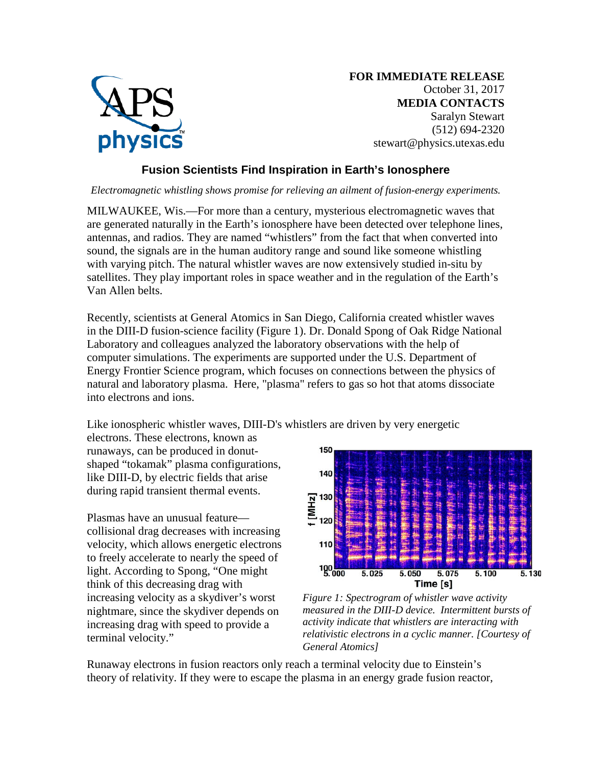**FOR IMMEDIATE RELEASE**
October 31, 2017
**MEDIA CONTACTS**
Saralyn Stewart
(512) 694-2320
stewart@physics.utexas.edu

## Fusion Scientists Find Inspiration in Earth's Ionosphere

*Electromagnetic whistling shows promise for relieving an ailment of fusion-energy experiments.*

MILWAUKEE, Wis.—For more than a century, mysterious electromagnetic waves that are generated naturally in the Earth's ionosphere have been detected over telephone lines, antennas, and radios. They are named "whistlers" from the fact that when converted into sound, the signals are in the human auditory range and sound like someone whistling with varying pitch. The natural whistler waves are now extensively studied in-situ by satellites. They play important roles in space weather and in the regulation of the Earth's Van Allen belts.

Recently, scientists at General Atomics in San Diego, California created whistler waves in the DIII-D fusion-science facility (Figure 1). Dr. Donald Spong of Oak Ridge National Laboratory and colleagues analyzed the laboratory observations with the help of computer simulations. The experiments are supported under the U.S. Department of Energy Frontier Science program, which focuses on connections between the physics of natural and laboratory plasma. Here, "plasma" refers to gas so hot that atoms dissociate into electrons and ions.

Like ionospheric whistler waves, DIII-D's whistlers are driven by very energetic electrons. These electrons, known as runaways, can be produced in donut-shaped "tokamak" plasma configurations, like DIII-D, by electric fields that arise during rapid transient thermal events.

Plasmas have an unusual feature—collisional drag decreases with increasing velocity, which allows energetic electrons to freely accelerate to nearly the speed of light. According to Spong, "One might think of this decreasing drag with increasing velocity as a skydiver's worst nightmare, since the skydiver depends on increasing drag with speed to provide a terminal velocity."

*Figure 1: Spectrogram of whistler wave activity measured in the DIII-D device. Intermittent bursts of activity indicate that whistlers are interacting with relativistic electrons in a cyclic manner. [Courtesy of General Atomics]*

Runaway electrons in fusion reactors only reach a terminal velocity due to Einstein's theory of relativity. If they were to escape the plasma in an energy grade fusion reactor,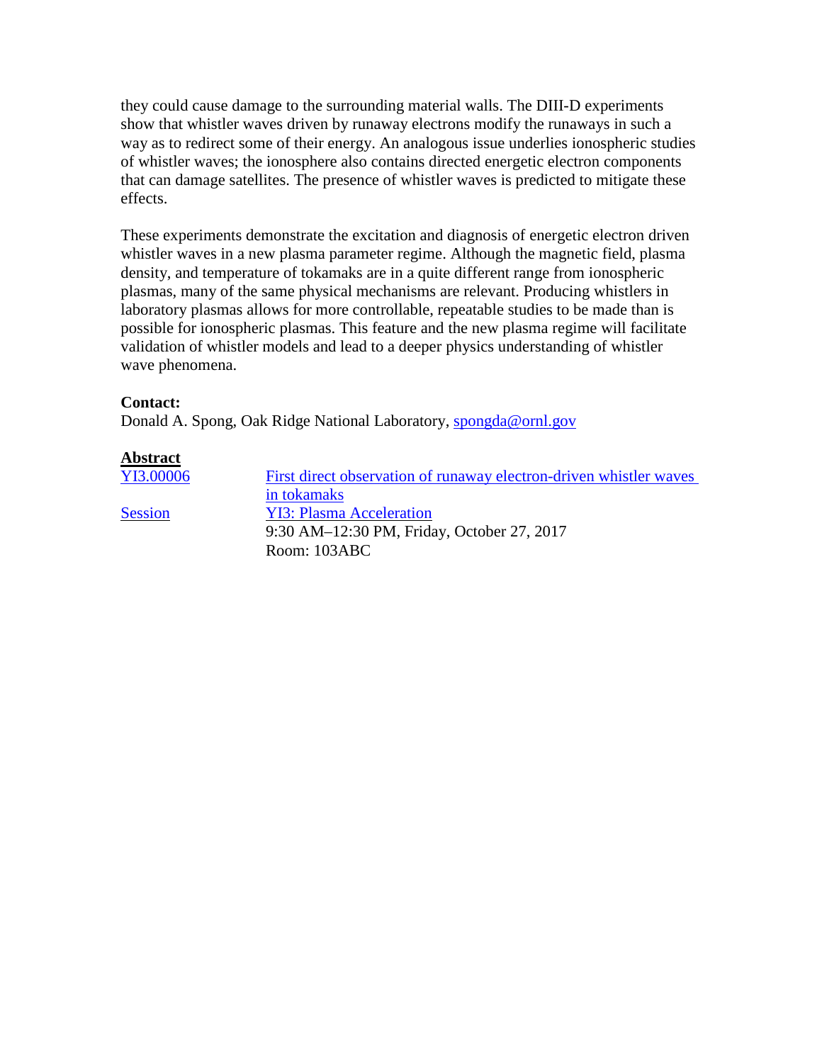they could cause damage to the surrounding material walls. The DIII-D experiments show that whistler waves driven by runaway electrons modify the runaways in such a way as to redirect some of their energy. An analogous issue underlies ionospheric studies of whistler waves; the ionosphere also contains directed energetic electron components that can damage satellites. The presence of whistler waves is predicted to mitigate these effects.

These experiments demonstrate the excitation and diagnosis of energetic electron driven whistler waves in a new plasma parameter regime. Although the magnetic field, plasma density, and temperature of tokamaks are in a quite different range from ionospheric plasmas, many of the same physical mechanisms are relevant. Producing whistlers in laboratory plasmas allows for more controllable, repeatable studies to be made than is possible for ionospheric plasmas. This feature and the new plasma regime will facilitate validation of whistler models and lead to a deeper physics understanding of whistler wave phenomena.

**Contact:**
Donald A. Spong, Oak Ridge National Laboratory, spongda@ornl.gov

**Abstract**

| | |
|---|---|
| YI3.00006 | First direct observation of runaway electron-driven whistler waves in tokamaks |
| Session | YI3: Plasma Acceleration<br>9:30 AM–12:30 PM, Friday, October 27, 2017<br>Room: 103ABC |